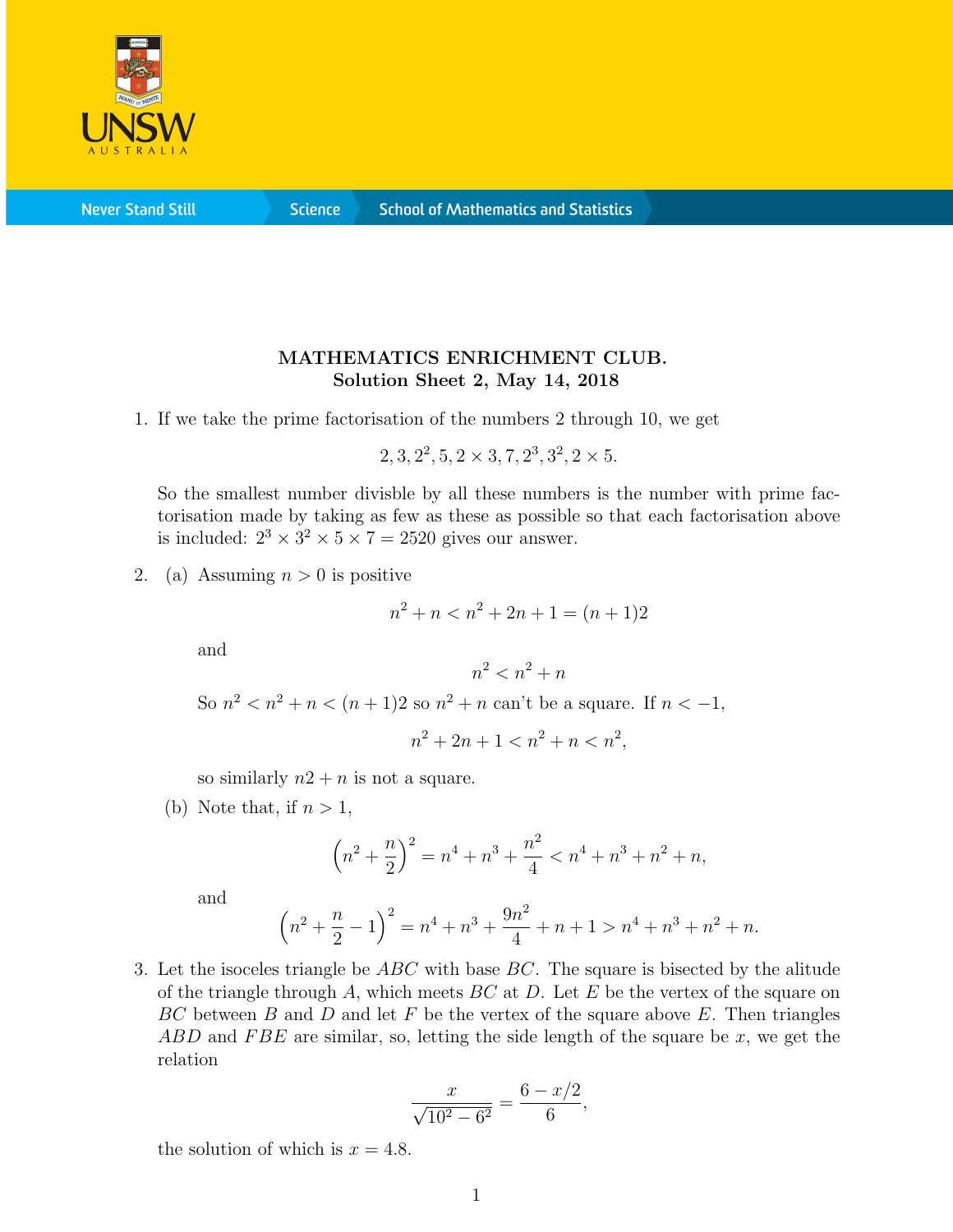**MATHEMATICS ENRICHMENT CLUB.**
**Solution Sheet 2, May 14, 2018**

1. If we take the prime factorisation of the numbers 2 through 10, we get

$$2, 3, 2^2, 5, 2 \times 3, 7, 2^3, 3^2, 2 \times 5.$$

So the smallest number divisble by all these numbers is the number with prime factorisation made by taking as few as these as possible so that each factorisation above is included: $2^3 \times 3^2 \times 5 \times 7 = 2520$ gives our answer.

2. (a) Assuming $n > 0$ is positive

$$n^2 + n < n^2 + 2n + 1 = (n + 1)2$$

and

$$n^2 < n^2 + n$$

So $n^2 < n^2 + n < (n + 1)2$ so $n^2 + n$ can't be a square. If $n < -1$,

$$n^2 + 2n + 1 < n^2 + n < n^2,$$

so similarly $n2 + n$ is not a square.

(b) Note that, if $n > 1$,

$$\left(n^2 + \frac{n}{2}\right)^2 = n^4 + n^3 + \frac{n^2}{4} < n^4 + n^3 + n^2 + n,$$

and

$$\left(n^2 + \frac{n}{2} - 1\right)^2 = n^4 + n^3 + \frac{9n^2}{4} + n + 1 > n^4 + n^3 + n^2 + n.$$

3. Let the isoceles triangle be $ABC$ with base $BC$. The square is bisected by the alitude of the triangle through $A$, which meets $BC$ at $D$. Let $E$ be the vertex of the square on $BC$ between $B$ and $D$ and let $F$ be the vertex of the square above $E$. Then triangles $ABD$ and $FBE$ are similar, so, letting the side length of the square be $x$, we get the relation

$$\frac{x}{\sqrt{10^2 - 6^2}} = \frac{6 - x/2}{6},$$

the solution of which is $x = 4.8$.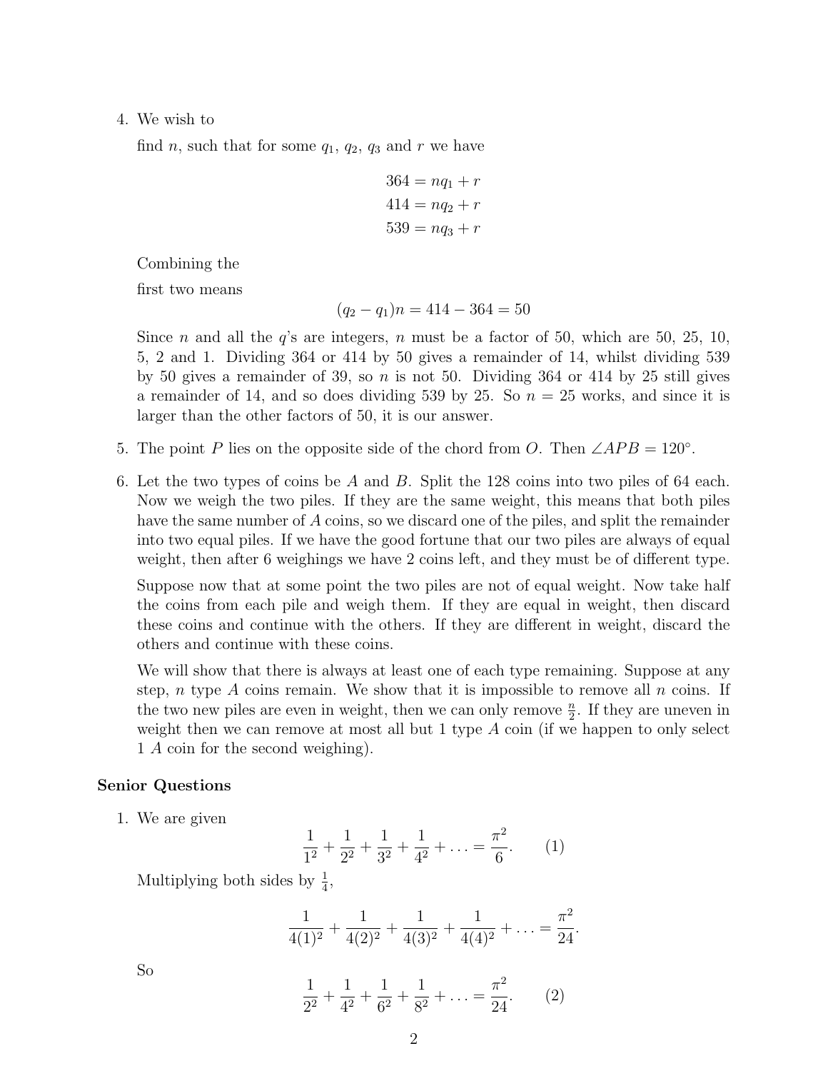4. We wish to

   find $n$, such that for some $q_1$, $q_2$, $q_3$ and $r$ we have

$$364 = nq_1 + r$$
$$414 = nq_2 + r$$
$$539 = nq_3 + r$$

   Combining the

   first two means

$$(q_2 - q_1)n = 414 - 364 = 50$$

   Since $n$ and all the $q$'s are integers, $n$ must be a factor of 50, which are 50, 25, 10, 5, 2 and 1. Dividing 364 or 414 by 50 gives a remainder of 14, whilst dividing 539 by 50 gives a remainder of 39, so $n$ is not 50. Dividing 364 or 414 by 25 still gives a remainder of 14, and so does dividing 539 by 25. So $n = 25$ works, and since it is larger than the other factors of 50, it is our answer.

5. The point $P$ lies on the opposite side of the chord from $O$. Then $\angle APB = 120°$.

6. Let the two types of coins be $A$ and $B$. Split the 128 coins into two piles of 64 each. Now we weigh the two piles. If they are the same weight, this means that both piles have the same number of $A$ coins, so we discard one of the piles, and split the remainder into two equal piles. If we have the good fortune that our two piles are always of equal weight, then after 6 weighings we have 2 coins left, and they must be of different type.

   Suppose now that at some point the two piles are not of equal weight. Now take half the coins from each pile and weigh them. If they are equal in weight, then discard these coins and continue with the others. If they are different in weight, discard the others and continue with these coins.

   We will show that there is always at least one of each type remaining. Suppose at any step, $n$ type $A$ coins remain. We show that it is impossible to remove all $n$ coins. If the two new piles are even in weight, then we can only remove $\frac{n}{2}$. If they are uneven in weight then we can remove at most all but 1 type $A$ coin (if we happen to only select 1 $A$ coin for the second weighing).

## Senior Questions

1. We are given

$$\frac{1}{1^2} + \frac{1}{2^2} + \frac{1}{3^2} + \frac{1}{4^2} + \ldots = \frac{\pi^2}{6}. \qquad (1)$$

   Multiplying both sides by $\frac{1}{4}$,

$$\frac{1}{4(1)^2} + \frac{1}{4(2)^2} + \frac{1}{4(3)^2} + \frac{1}{4(4)^2} + \ldots = \frac{\pi^2}{24}.$$

   So

$$\frac{1}{2^2} + \frac{1}{4^2} + \frac{1}{6^2} + \frac{1}{8^2} + \ldots = \frac{\pi^2}{24}. \qquad (2)$$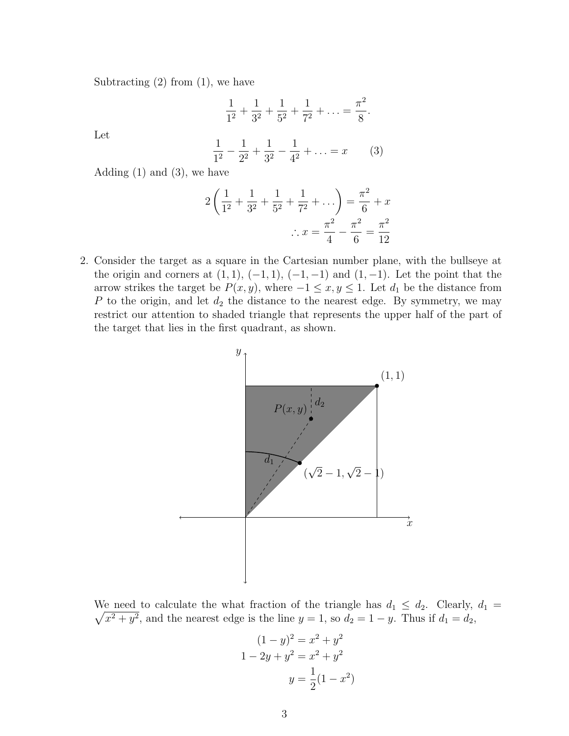Subtracting (2) from (1), we have

$$\frac{1}{1^2} + \frac{1}{3^2} + \frac{1}{5^2} + \frac{1}{7^2} + \ldots = \frac{\pi^2}{8}.$$

Let

$$\frac{1}{1^2} - \frac{1}{2^2} + \frac{1}{3^2} - \frac{1}{4^2} + \ldots = x \qquad (3)$$

Adding (1) and (3), we have

$$2\left(\frac{1}{1^2} + \frac{1}{3^2} + \frac{1}{5^2} + \frac{1}{7^2} + \ldots\right) = \frac{\pi^2}{6} + x$$

$$\therefore x = \frac{\pi^2}{4} - \frac{\pi^2}{6} = \frac{\pi^2}{12}$$

2. Consider the target as a square in the Cartesian number plane, with the bullseye at the origin and corners at $(1,1)$, $(-1,1)$, $(-1,-1)$ and $(1,-1)$. Let the point that the arrow strikes the target be $P(x,y)$, where $-1 \leq x, y \leq 1$. Let $d_1$ be the distance from $P$ to the origin, and let $d_2$ the distance to the nearest edge. By symmetry, we may restrict our attention to shaded triangle that represents the upper half of the part of the target that lies in the first quadrant, as shown.

We need to calculate the what fraction of the triangle has $d_1 \leq d_2$. Clearly, $d_1 = \sqrt{x^2+y^2}$, and the nearest edge is the line $y = 1$, so $d_2 = 1 - y$. Thus if $d_1 = d_2$,

$$(1-y)^2 = x^2 + y^2$$
$$1 - 2y + y^2 = x^2 + y^2$$
$$y = \frac{1}{2}(1 - x^2)$$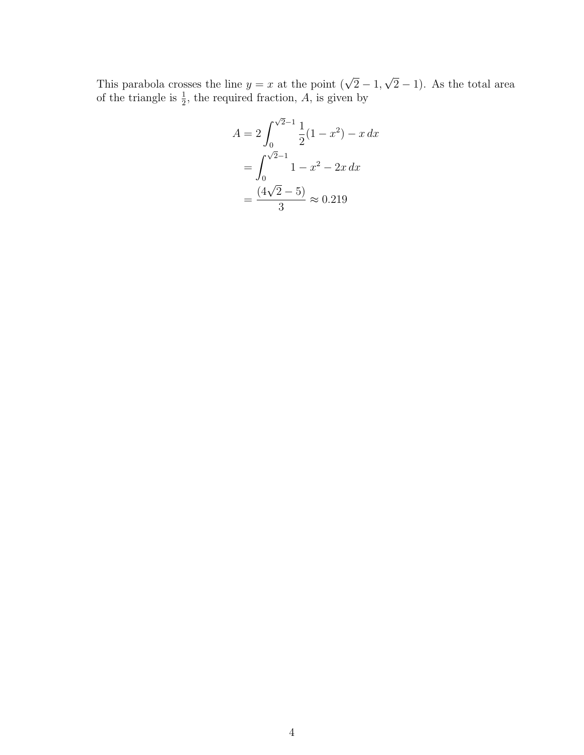This parabola crosses the line $y = x$ at the point $(\sqrt{2} - 1, \sqrt{2} - 1)$. As the total area of the triangle is $\frac{1}{2}$, the required fraction, $A$, is given by

$$
\begin{aligned}
A &= 2 \int_0^{\sqrt{2}-1} \frac{1}{2}(1 - x^2) - x \, dx \\
&= \int_0^{\sqrt{2}-1} 1 - x^2 - 2x \, dx \\
&= \frac{(4\sqrt{2} - 5)}{3} \approx 0.219
\end{aligned}
$$